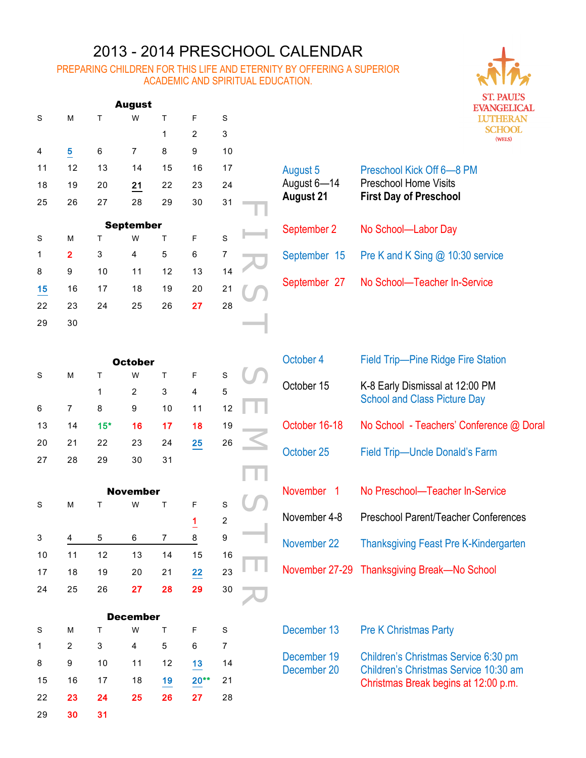# 2013 - 2014 PRESCHOOL CALENDAR

PREPARING CHILDREN FOR THIS LIFE AND ETERNITY BY OFFERING A SUPERIOR ACADEMIC AND SPIRITUAL EDUCATION.

ST. PAUL'S EVANGELICAL LUTHERAN SCHOOL (WELS)

FIRST SEMESTER

### August

| S | M | T | W | T | F | S |
|---|---|---|---|---|---|---|
| | | | | 1 | 2 | 3 |
| 4 | 5 | 6 | 7 | 8 | 9 | 10 |
| 11 | 12 | 13 | 14 | 15 | 16 | 17 |
| 18 | 19 | 20 | 21 | 22 | 23 | 24 |
| 25 | 26 | 27 | 28 | 29 | 30 | 31 |

### September

| S | M | T | W | T | F | S |
|---|---|---|---|---|---|---|
| 1 | 2 | 3 | 4 | 5 | 6 | 7 |
| 8 | 9 | 10 | 11 | 12 | 13 | 14 |
| 15 | 16 | 17 | 18 | 19 | 20 | 21 |
| 22 | 23 | 24 | 25 | 26 | 27 | 28 |
| 29 | 30 | | | | | |

### October

| S | M | T | W | T | F | S |
|---|---|---|---|---|---|---|
| | | 1 | 2 | 3 | 4 | 5 |
| 6 | 7 | 8 | 9 | 10 | 11 | 12 |
| 13 | 14 | 15* | 16 | 17 | 18 | 19 |
| 20 | 21 | 22 | 23 | 24 | 25 | 26 |
| 27 | 28 | 29 | 30 | 31 | | |

### November

| S | M | T | W | T | F | S |
|---|---|---|---|---|---|---|
| | | | | | 1 | 2 |
| 3 | 4 | 5 | 6 | 7 | 8 | 9 |
| 10 | 11 | 12 | 13 | 14 | 15 | 16 |
| 17 | 18 | 19 | 20 | 21 | 22 | 23 |
| 24 | 25 | 26 | 27 | 28 | 29 | 30 |

### December

| S | M | T | W | T | F | S |
|---|---|---|---|---|---|---|
| 1 | 2 | 3 | 4 | 5 | 6 | 7 |
| 8 | 9 | 10 | 11 | 12 | 13 | 14 |
| 15 | 16 | 17 | 18 | 19 | 20** | 21 |
| 22 | 23 | 24 | 25 | 26 | 27 | 28 |
| 29 | 30 | 31 | | | | |

### Events

| Date | Event |
|---|---|
| August 5 | Preschool Kick Off 6—8 PM |
| August 6—14 | Preschool Home Visits |
| **August 21** | **First Day of Preschool** |
| September 2 | No School—Labor Day |
| September 15 | Pre K and K Sing @ 10:30 service |
| September 27 | No School—Teacher In-Service |
| October 4 | Field Trip—Pine Ridge Fire Station |
| October 15 | K-8 Early Dismissal at 12:00 PM<br>School and Class Picture Day |
| October 16-18 | No School - Teachers' Conference @ Doral |
| October 25 | Field Trip—Uncle Donald's Farm |
| November 1 | No Preschool—Teacher In-Service |
| November 4-8 | Preschool Parent/Teacher Conferences |
| November 22 | Thanksgiving Feast Pre K-Kindergarten |
| November 27-29 | Thanksgiving Break—No School |
| December 13 | Pre K Christmas Party |
| December 19 | Children's Christmas Service 6:30 pm |
| December 20 | Children's Christmas Service 10:30 am<br>Christmas Break begins at 12:00 p.m. |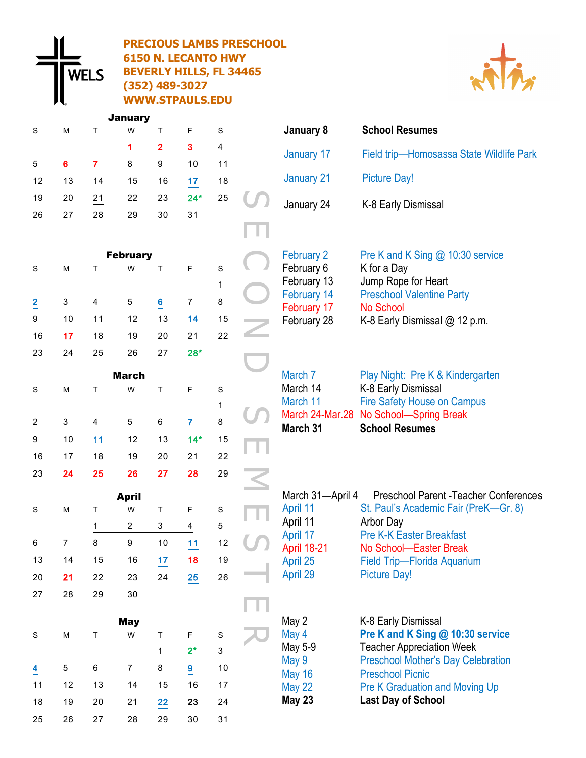**PRECIOUS LAMBS PRESCHOOL**
**6150 N. LECANTO HWY**
**BEVERLY HILLS, FL 34465**
**(352) 489-3027**
**WWW.STPAULS.EDU**

## SECOND SEMESTER

### January

| S | M | T | W | T | F | S |
|---|---|---|---|---|---|---|
| | | | 1 | 2 | 3 | 4 |
| 5 | 6 | 7 | 8 | 9 | 10 | 11 |
| 12 | 13 | 14 | 15 | 16 | 17 | 18 |
| 19 | 20 | 21 | 22 | 23 | 24* | 25 |
| 26 | 27 | 28 | 29 | 30 | 31 | |

| | |
|---|---|
| **January 8** | **School Resumes** |
| January 17 | Field trip—Homosassa State Wildlife Park |
| January 21 | Picture Day! |
| January 24 | K-8 Early Dismissal |

### February

| S | M | T | W | T | F | S |
|---|---|---|---|---|---|---|
| | | | | | | 1 |
| 2 | 3 | 4 | 5 | 6 | 7 | 8 |
| 9 | 10 | 11 | 12 | 13 | 14 | 15 |
| 16 | 17 | 18 | 19 | 20 | 21 | 22 |
| 23 | 24 | 25 | 26 | 27 | 28* | |

| | |
|---|---|
| February 2 | Pre K and K Sing @ 10:30 service |
| February 6 | K for a Day |
| February 13 | Jump Rope for Heart |
| February 14 | Preschool Valentine Party |
| February 17 | No School |
| February 28 | K-8 Early Dismissal @ 12 p.m. |

### March

| S | M | T | W | T | F | S |
|---|---|---|---|---|---|---|
| | | | | | | 1 |
| 2 | 3 | 4 | 5 | 6 | 7 | 8 |
| 9 | 10 | 11 | 12 | 13 | 14* | 15 |
| 16 | 17 | 18 | 19 | 20 | 21 | 22 |
| 23 | 24 | 25 | 26 | 27 | 28 | 29 |

| | |
|---|---|
| March 7 | Play Night: Pre K & Kindergarten |
| March 14 | K-8 Early Dismissal |
| March 11 | Fire Safety House on Campus |
| March 24-Mar.28 | No School—Spring Break |
| **March 31** | **School Resumes** |

### April

| S | M | T | W | T | F | S |
|---|---|---|---|---|---|---|
| | | 1 | 2 | 3 | 4 | 5 |
| 6 | 7 | 8 | 9 | 10 | 11 | 12 |
| 13 | 14 | 15 | 16 | 17 | 18 | 19 |
| 20 | 21 | 22 | 23 | 24 | 25 | 26 |
| 27 | 28 | 29 | 30 | | | |

| | |
|---|---|
| March 31—April 4 | Preschool Parent -Teacher Conferences |
| April 11 | St. Paul's Academic Fair (PreK—Gr. 8) |
| April 11 | Arbor Day |
| April 17 | Pre K-K Easter Breakfast |
| April 18-21 | No School—Easter Break |
| April 25 | Field Trip—Florida Aquarium |
| April 29 | Picture Day! |

### May

| S | M | T | W | T | F | S |
|---|---|---|---|---|---|---|
| | | | | 1 | 2* | 3 |
| 4 | 5 | 6 | 7 | 8 | 9 | 10 |
| 11 | 12 | 13 | 14 | 15 | 16 | 17 |
| 18 | 19 | 20 | 21 | 22 | 23 | 24 |
| 25 | 26 | 27 | 28 | 29 | 30 | 31 |

| | |
|---|---|
| May 2 | K-8 Early Dismissal |
| **May 4** | **Pre K and K Sing @ 10:30 service** |
| May 5-9 | Teacher Appreciation Week |
| May 9 | Preschool Mother's Day Celebration |
| May 16 | Preschool Picnic |
| May 22 | Pre K Graduation and Moving Up |
| **May 23** | **Last Day of School** |